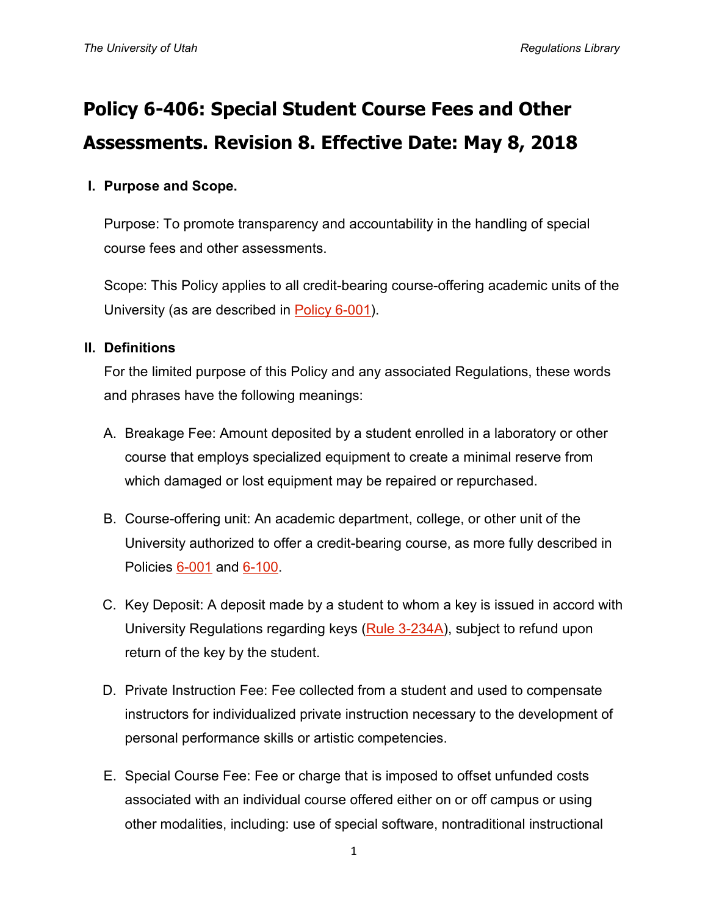# Policy 6-406: Special Student Course Fees and Other Assessments. Revision 8. Effective Date: May 8, 2018

## I. Purpose and Scope.

Purpose: To promote transparency and accountability in the handling of special course fees and other assessments.

Scope: This Policy applies to all credit-bearing course-offering academic units of the University (as are described in Policy 6-001).

## II. Definitions

For the limited purpose of this Policy and any associated Regulations, these words and phrases have the following meanings:

A. Breakage Fee: Amount deposited by a student enrolled in a laboratory or other course that employs specialized equipment to create a minimal reserve from which damaged or lost equipment may be repaired or repurchased.

B. Course-offering unit: An academic department, college, or other unit of the University authorized to offer a credit-bearing course, as more fully described in Policies 6-001 and 6-100.

C. Key Deposit: A deposit made by a student to whom a key is issued in accord with University Regulations regarding keys (Rule 3-234A), subject to refund upon return of the key by the student.

D. Private Instruction Fee: Fee collected from a student and used to compensate instructors for individualized private instruction necessary to the development of personal performance skills or artistic competencies.

E. Special Course Fee: Fee or charge that is imposed to offset unfunded costs associated with an individual course offered either on or off campus or using other modalities, including: use of special software, nontraditional instructional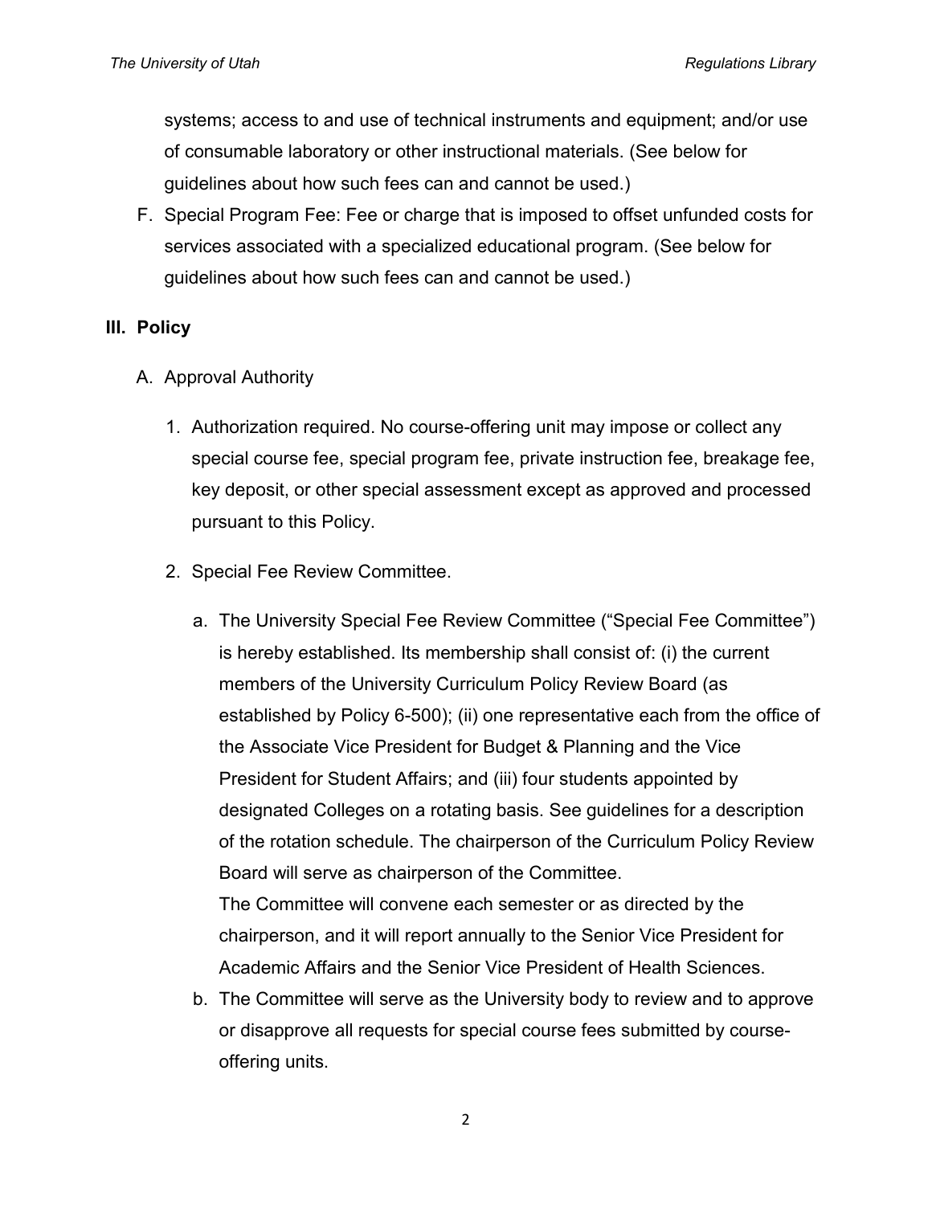systems; access to and use of technical instruments and equipment; and/or use of consumable laboratory or other instructional materials. (See below for guidelines about how such fees can and cannot be used.)

F. Special Program Fee: Fee or charge that is imposed to offset unfunded costs for services associated with a specialized educational program. (See below for guidelines about how such fees can and cannot be used.)

## III. Policy

A. Approval Authority

1. Authorization required. No course-offering unit may impose or collect any special course fee, special program fee, private instruction fee, breakage fee, key deposit, or other special assessment except as approved and processed pursuant to this Policy.

2. Special Fee Review Committee.

   a. The University Special Fee Review Committee ("Special Fee Committee") is hereby established. Its membership shall consist of: (i) the current members of the University Curriculum Policy Review Board (as established by Policy 6-500); (ii) one representative each from the office of the Associate Vice President for Budget & Planning and the Vice President for Student Affairs; and (iii) four students appointed by designated Colleges on a rotating basis. See guidelines for a description of the rotation schedule. The chairperson of the Curriculum Policy Review Board will serve as chairperson of the Committee.
   The Committee will convene each semester or as directed by the chairperson, and it will report annually to the Senior Vice President for Academic Affairs and the Senior Vice President of Health Sciences.

   b. The Committee will serve as the University body to review and to approve or disapprove all requests for special course fees submitted by course-offering units.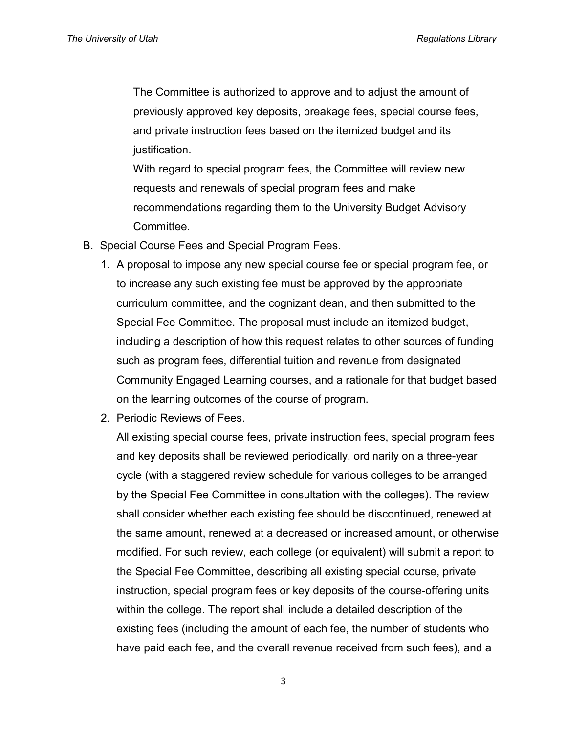The Committee is authorized to approve and to adjust the amount of previously approved key deposits, breakage fees, special course fees, and private instruction fees based on the itemized budget and its justification.

With regard to special program fees, the Committee will review new requests and renewals of special program fees and make recommendations regarding them to the University Budget Advisory Committee.

B. Special Course Fees and Special Program Fees.

1. A proposal to impose any new special course fee or special program fee, or to increase any such existing fee must be approved by the appropriate curriculum committee, and the cognizant dean, and then submitted to the Special Fee Committee. The proposal must include an itemized budget, including a description of how this request relates to other sources of funding such as program fees, differential tuition and revenue from designated Community Engaged Learning courses, and a rationale for that budget based on the learning outcomes of the course of program.

2. Periodic Reviews of Fees.

   All existing special course fees, private instruction fees, special program fees and key deposits shall be reviewed periodically, ordinarily on a three-year cycle (with a staggered review schedule for various colleges to be arranged by the Special Fee Committee in consultation with the colleges). The review shall consider whether each existing fee should be discontinued, renewed at the same amount, renewed at a decreased or increased amount, or otherwise modified. For such review, each college (or equivalent) will submit a report to the Special Fee Committee, describing all existing special course, private instruction, special program fees or key deposits of the course-offering units within the college. The report shall include a detailed description of the existing fees (including the amount of each fee, the number of students who have paid each fee, and the overall revenue received from such fees), and a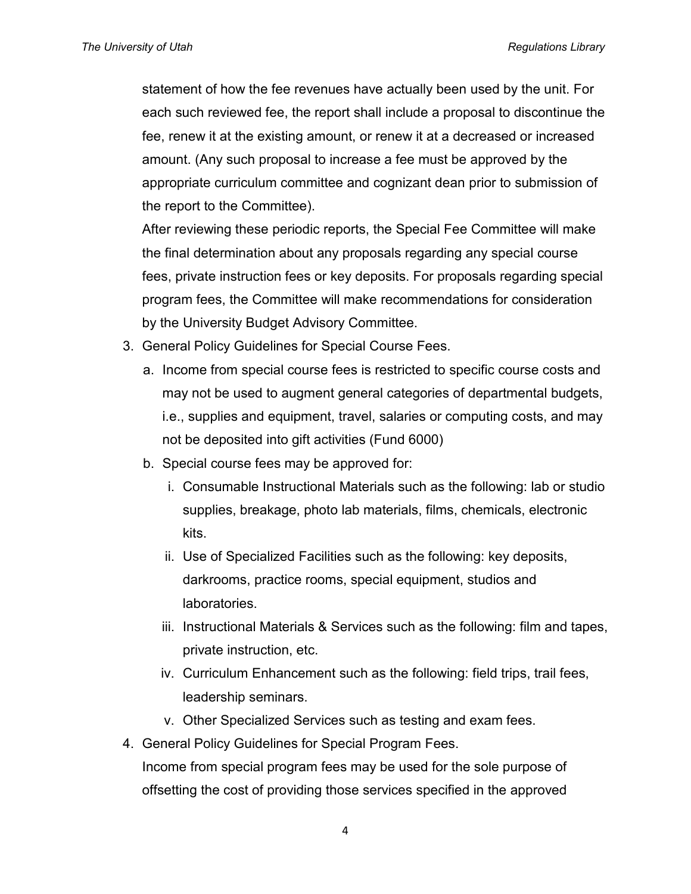statement of how the fee revenues have actually been used by the unit. For each such reviewed fee, the report shall include a proposal to discontinue the fee, renew it at the existing amount, or renew it at a decreased or increased amount. (Any such proposal to increase a fee must be approved by the appropriate curriculum committee and cognizant dean prior to submission of the report to the Committee).

After reviewing these periodic reports, the Special Fee Committee will make the final determination about any proposals regarding any special course fees, private instruction fees or key deposits. For proposals regarding special program fees, the Committee will make recommendations for consideration by the University Budget Advisory Committee.

3. General Policy Guidelines for Special Course Fees.
   a. Income from special course fees is restricted to specific course costs and may not be used to augment general categories of departmental budgets, i.e., supplies and equipment, travel, salaries or computing costs, and may not be deposited into gift activities (Fund 6000)
   b. Special course fees may be approved for:
      i. Consumable Instructional Materials such as the following: lab or studio supplies, breakage, photo lab materials, films, chemicals, electronic kits.
      ii. Use of Specialized Facilities such as the following: key deposits, darkrooms, practice rooms, special equipment, studios and laboratories.
      iii. Instructional Materials & Services such as the following: film and tapes, private instruction, etc.
      iv. Curriculum Enhancement such as the following: field trips, trail fees, leadership seminars.
      v. Other Specialized Services such as testing and exam fees.
4. General Policy Guidelines for Special Program Fees.

   Income from special program fees may be used for the sole purpose of offsetting the cost of providing those services specified in the approved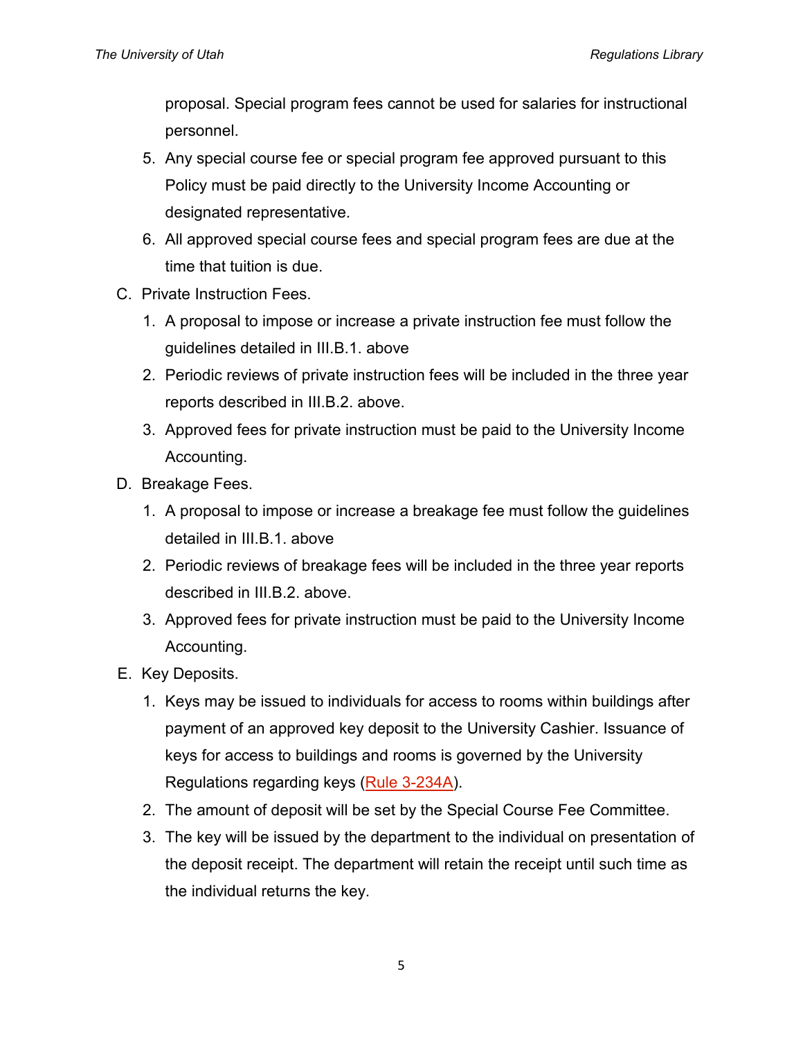proposal. Special program fees cannot be used for salaries for instructional personnel.

5. Any special course fee or special program fee approved pursuant to this Policy must be paid directly to the University Income Accounting or designated representative.
6. All approved special course fees and special program fees are due at the time that tuition is due.

C. Private Instruction Fees.

1. A proposal to impose or increase a private instruction fee must follow the guidelines detailed in III.B.1. above
2. Periodic reviews of private instruction fees will be included in the three year reports described in III.B.2. above.
3. Approved fees for private instruction must be paid to the University Income Accounting.

D. Breakage Fees.

1. A proposal to impose or increase a breakage fee must follow the guidelines detailed in III.B.1. above
2. Periodic reviews of breakage fees will be included in the three year reports described in III.B.2. above.
3. Approved fees for private instruction must be paid to the University Income Accounting.

E. Key Deposits.

1. Keys may be issued to individuals for access to rooms within buildings after payment of an approved key deposit to the University Cashier. Issuance of keys for access to buildings and rooms is governed by the University Regulations regarding keys (Rule 3-234A).
2. The amount of deposit will be set by the Special Course Fee Committee.
3. The key will be issued by the department to the individual on presentation of the deposit receipt. The department will retain the receipt until such time as the individual returns the key.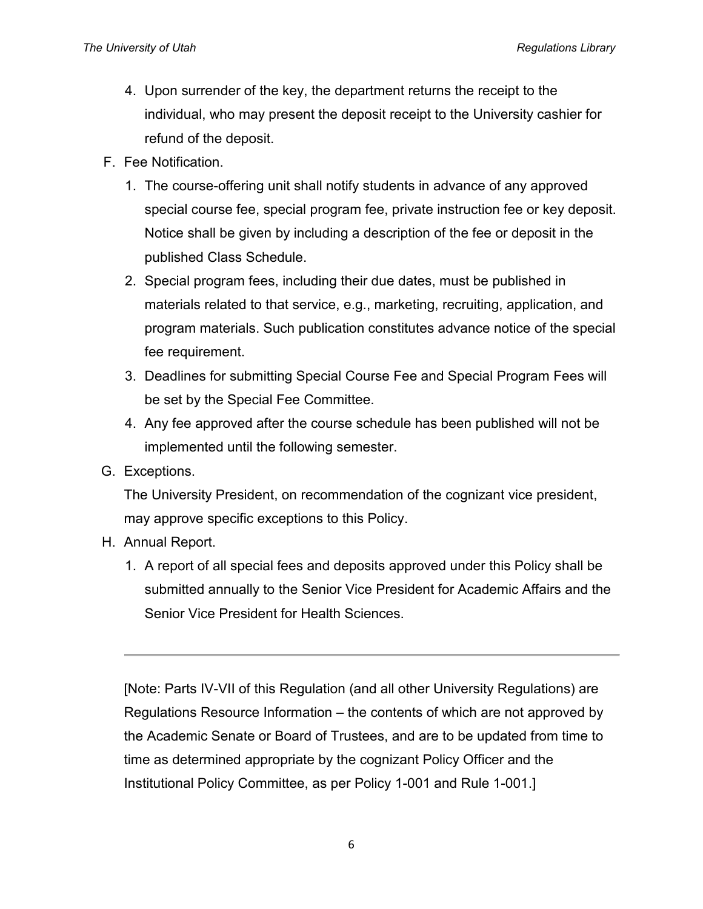4. Upon surrender of the key, the department returns the receipt to the individual, who may present the deposit receipt to the University cashier for refund of the deposit.

F. Fee Notification.

1. The course-offering unit shall notify students in advance of any approved special course fee, special program fee, private instruction fee or key deposit. Notice shall be given by including a description of the fee or deposit in the published Class Schedule.
2. Special program fees, including their due dates, must be published in materials related to that service, e.g., marketing, recruiting, application, and program materials. Such publication constitutes advance notice of the special fee requirement.
3. Deadlines for submitting Special Course Fee and Special Program Fees will be set by the Special Fee Committee.
4. Any fee approved after the course schedule has been published will not be implemented until the following semester.

G. Exceptions.

The University President, on recommendation of the cognizant vice president, may approve specific exceptions to this Policy.

H. Annual Report.

1. A report of all special fees and deposits approved under this Policy shall be submitted annually to the Senior Vice President for Academic Affairs and the Senior Vice President for Health Sciences.

---

[Note: Parts IV-VII of this Regulation (and all other University Regulations) are Regulations Resource Information – the contents of which are not approved by the Academic Senate or Board of Trustees, and are to be updated from time to time as determined appropriate by the cognizant Policy Officer and the Institutional Policy Committee, as per Policy 1-001 and Rule 1-001.]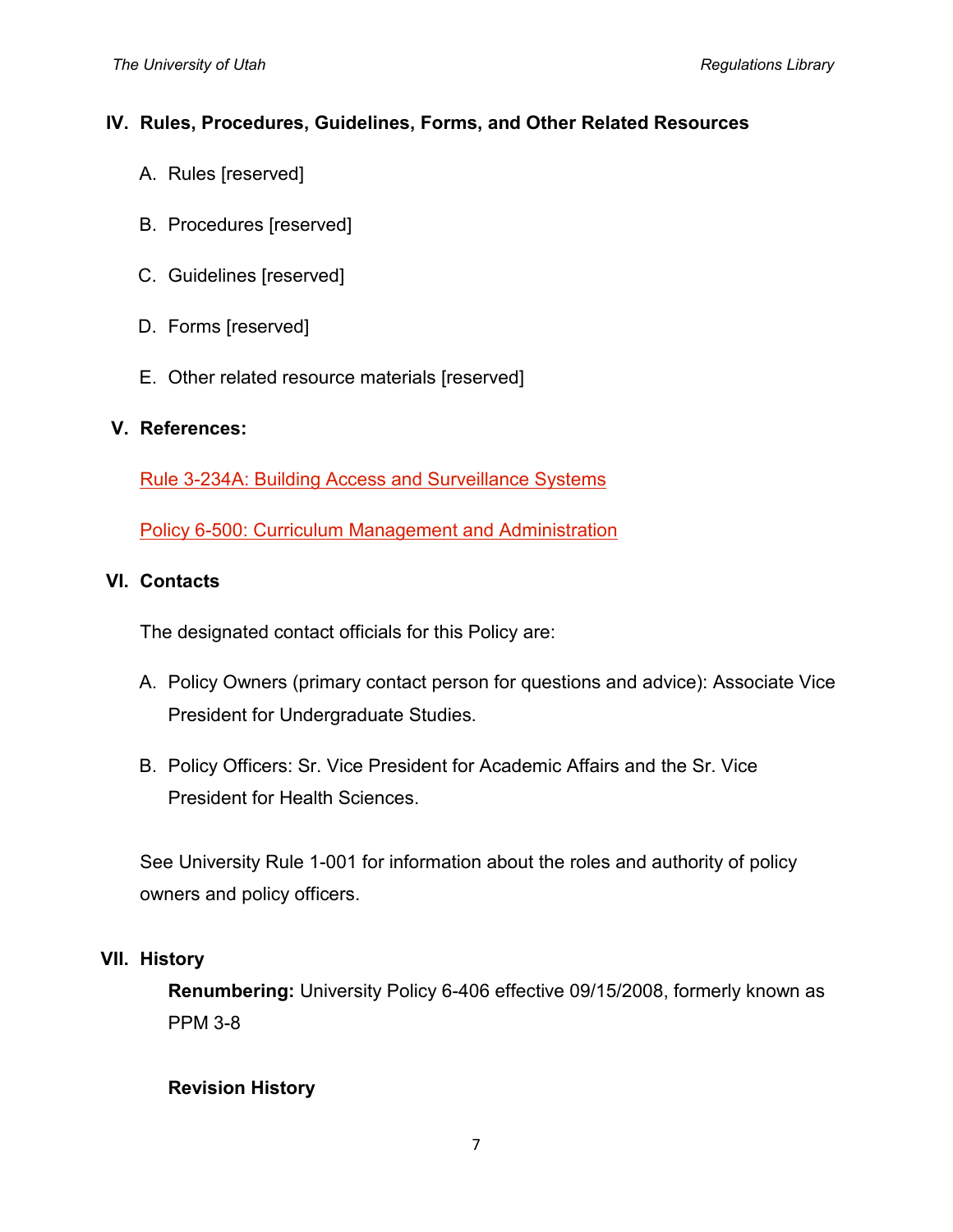## IV. Rules, Procedures, Guidelines, Forms, and Other Related Resources

A. Rules [reserved]

B. Procedures [reserved]

C. Guidelines [reserved]

D. Forms [reserved]

E. Other related resource materials [reserved]

## V. References:

Rule 3-234A: Building Access and Surveillance Systems

Policy 6-500: Curriculum Management and Administration

## VI. Contacts

The designated contact officials for this Policy are:

A. Policy Owners (primary contact person for questions and advice): Associate Vice President for Undergraduate Studies.

B. Policy Officers: Sr. Vice President for Academic Affairs and the Sr. Vice President for Health Sciences.

See University Rule 1-001 for information about the roles and authority of policy owners and policy officers.

## VII. History

**Renumbering:** University Policy 6-406 effective 09/15/2008, formerly known as PPM 3-8

**Revision History**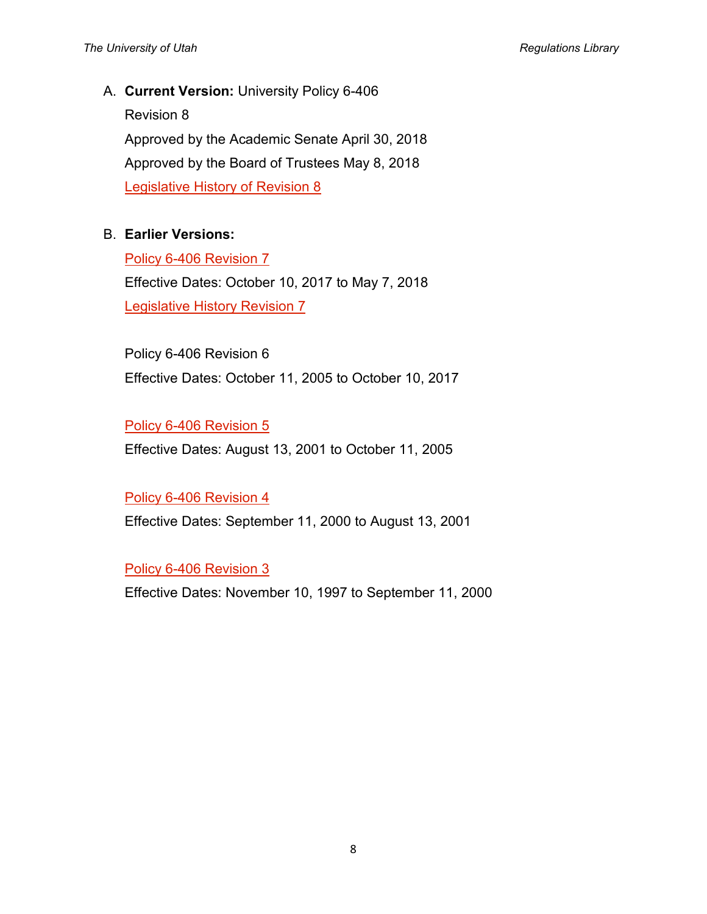A. **Current Version:** University Policy 6-406
   Revision 8
   Approved by the Academic Senate April 30, 2018
   Approved by the Board of Trustees May 8, 2018
   Legislative History of Revision 8

B. **Earlier Versions:**

   Policy 6-406 Revision 7
   Effective Dates: October 10, 2017 to May 7, 2018
   Legislative History Revision 7

   Policy 6-406 Revision 6
   Effective Dates: October 11, 2005 to October 10, 2017

   Policy 6-406 Revision 5
   Effective Dates: August 13, 2001 to October 11, 2005

   Policy 6-406 Revision 4
   Effective Dates: September 11, 2000 to August 13, 2001

   Policy 6-406 Revision 3
   Effective Dates: November 10, 1997 to September 11, 2000